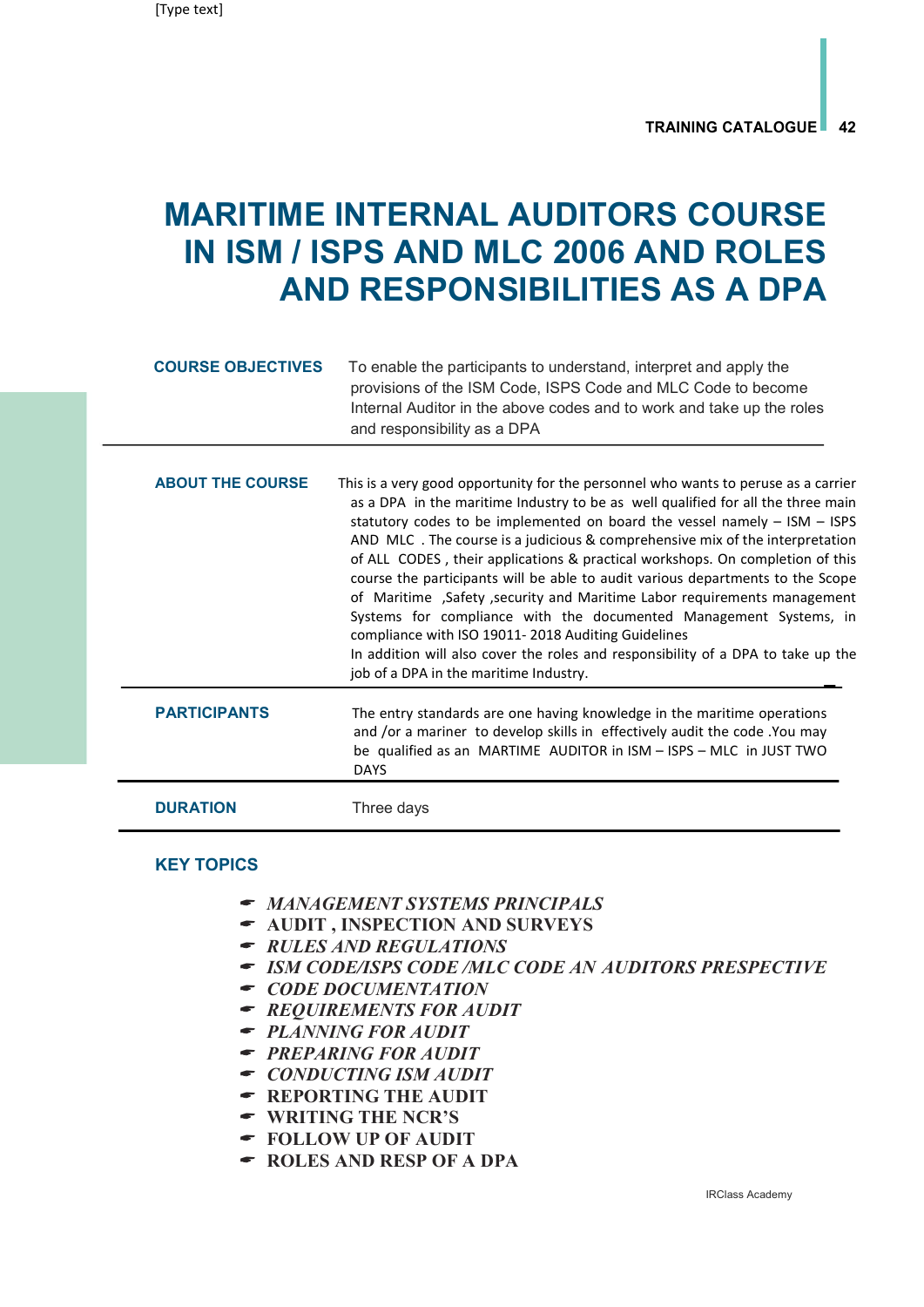# MARITIME INTERNAL AUDITORS COURSE IN ISM / ISPS AND MLC 2006 AND ROLES AND RESPONSIBILITIES AS A DPA

| | |
|---|---|
| **COURSE OBJECTIVES** | To enable the participants to understand, interpret and apply the provisions of the ISM Code, ISPS Code and MLC Code to become Internal Auditor in the above codes and to work and take up the roles and responsibility as a DPA |
| **ABOUT THE COURSE** | This is a very good opportunity for the personnel who wants to peruse as a carrier as a DPA in the maritime Industry to be as well qualified for all the three main statutory codes to be implemented on board the vessel namely – ISM – ISPS AND MLC . The course is a judicious & comprehensive mix of the interpretation of ALL CODES , their applications & practical workshops. On completion of this course the participants will be able to audit various departments to the Scope of Maritime ,Safety ,security and Maritime Labor requirements management Systems for compliance with the documented Management Systems, in compliance with ISO 19011- 2018 Auditing Guidelines<br>In addition will also cover the roles and responsibility of a DPA to take up the job of a DPA in the maritime Industry. |
| **PARTICIPANTS** | The entry standards are one having knowledge in the maritime operations and /or a mariner to develop skills in effectively audit the code .You may be qualified as an MARTIME AUDITOR in ISM – ISPS – MLC in JUST TWO DAYS |
| **DURATION** | Three days |

## KEY TOPICS

- *MANAGEMENT SYSTEMS PRINCIPALS*
- AUDIT , INSPECTION AND SURVEYS
- *RULES AND REGULATIONS*
- *ISM CODE/ISPS CODE /MLC CODE AN AUDITORS PRESPECTIVE*
- *CODE DOCUMENTATION*
- *REQUIREMENTS FOR AUDIT*
- *PLANNING FOR AUDIT*
- *PREPARING FOR AUDIT*
- *CONDUCTING ISM AUDIT*
- REPORTING THE AUDIT
- WRITING THE NCR'S
- FOLLOW UP OF AUDIT
- ROLES AND RESP OF A DPA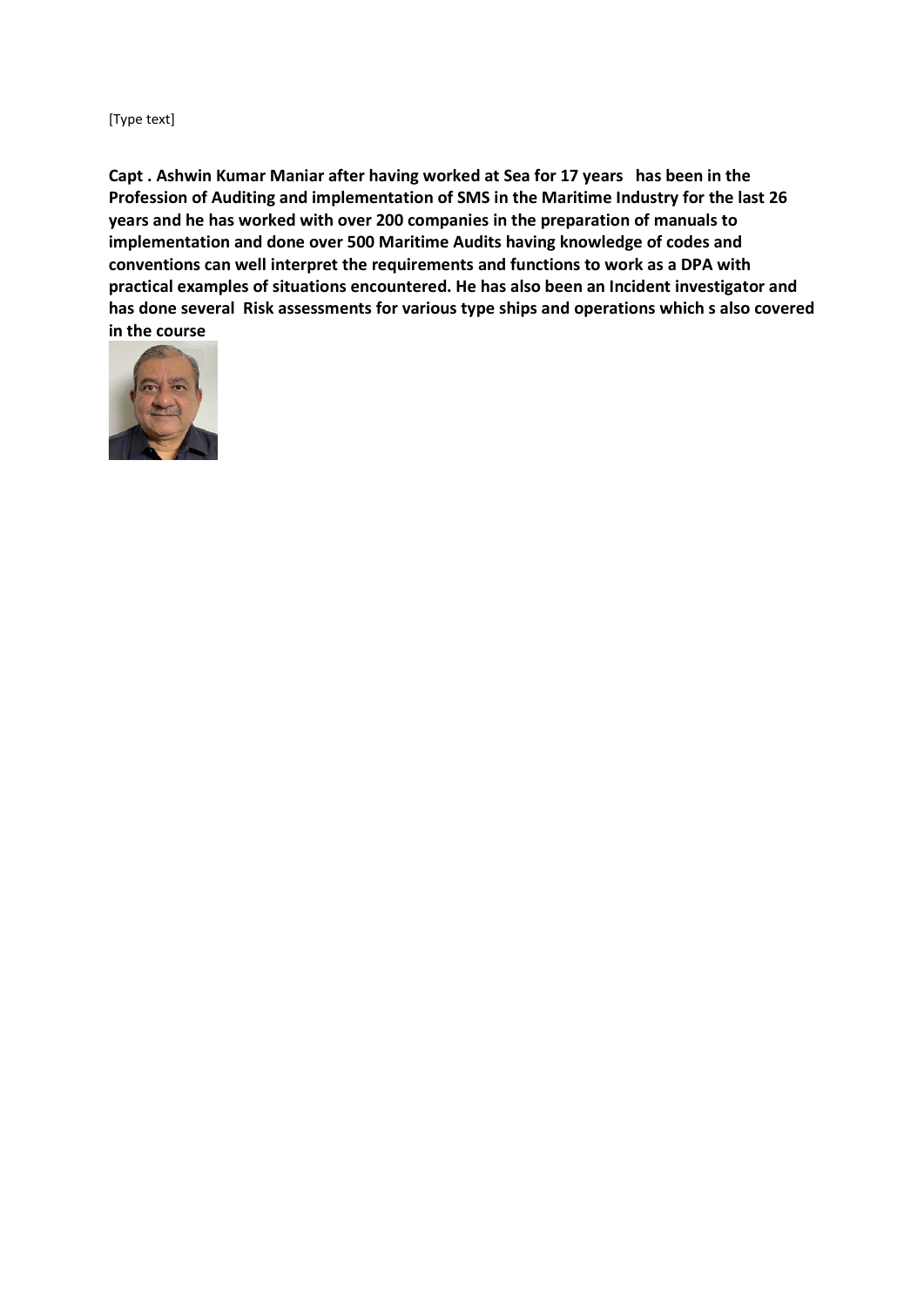[Type text]

**Capt . Ashwin Kumar Maniar after having worked at Sea for 17 years has been in the Profession of Auditing and implementation of SMS in the Maritime Industry for the last 26 years and he has worked with over 200 companies in the preparation of manuals to implementation and done over 500 Maritime Audits having knowledge of codes and conventions can well interpret the requirements and functions to work as a DPA with practical examples of situations encountered. He has also been an Incident investigator and has done several Risk assessments for various type ships and operations which s also covered in the course**